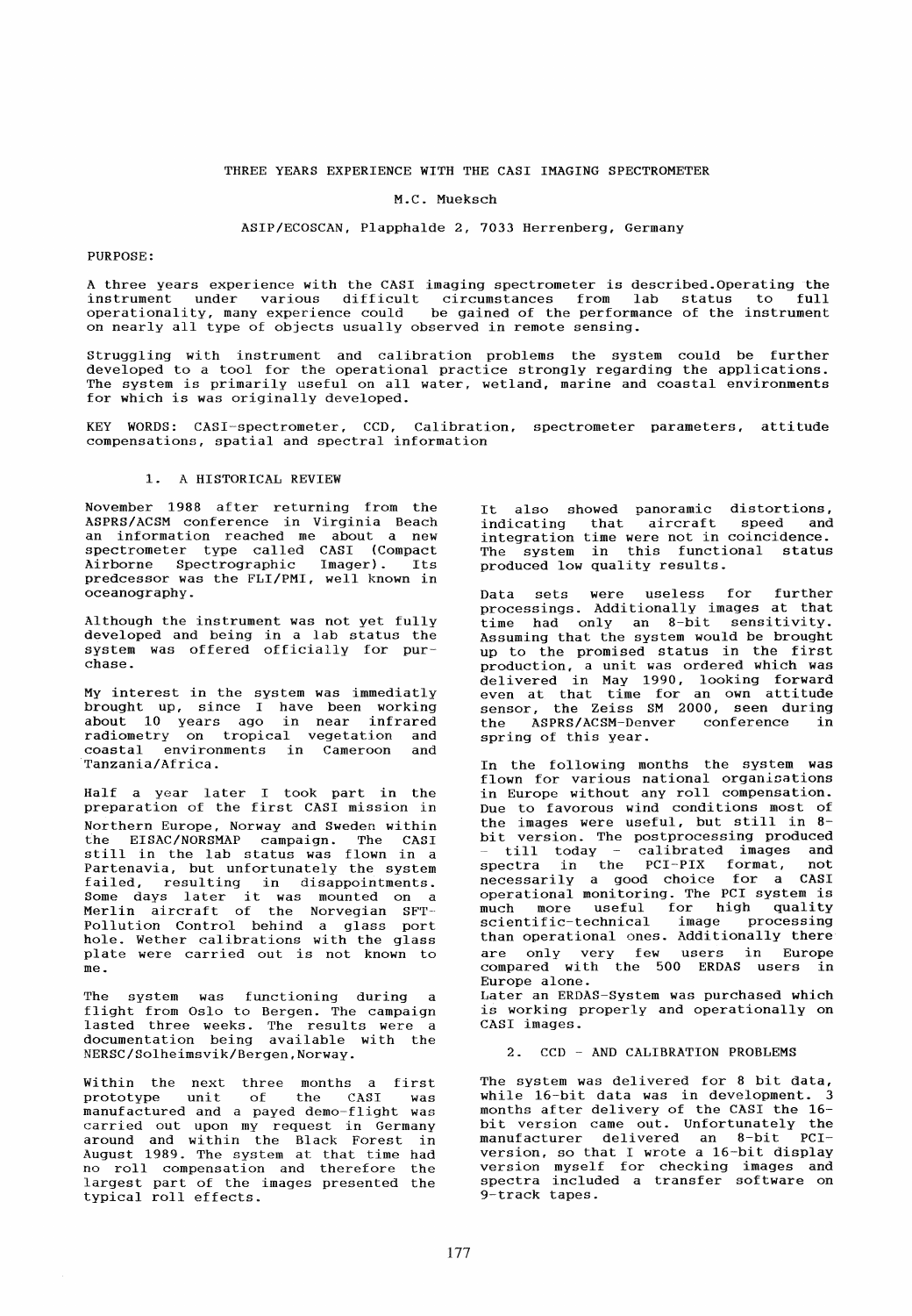# THREE YEARS EXPERIENCE WITH THE CASI IMAGING SPECTROMETER

M.C. Mueksch

ASIP/ECOSCAN, Plapphalde 2, 7033 Herrenberg, Germany

PURPOSE:

A three years experience with the CASI imaging spectrometer is described.Operating the instrument under various difficult circumstances from lab status to full operationality, many experience could be gained of the performance of the instrument on nearly all type of objects usually observed in remote sensing.

Struggling with instrument and calibration problems the system could be further developed to a tool for the operational practice strongly regarding the applications. The system is primarily useful on all water, wetland, marine and coastal environments for which is was originally developed.

KEY WORDS: CASI-spectrometer, CCD, Calibration, spectrometer parameters, attitude compensations, spatial and spectral information

## 1. A HISTORICAL REVIEW

November 1988 after returning from the ASPRS/ACSM conference in Virginia Beach an information reached me about a new spectrometer type called CASI (Compact Airborne Spectrographic Imager). Its predcessor was the FLI/PMI, well known in oceanography.

Although the instrument was not yet fully developed and being in a lab status the system was offered officially for purchase.

My interest in the system was immediatly brought up, since I have been working about 10 years ago in near infrared radiometry on tropical vegetation and coastal environments in Cameroon and Tanzania/Africa.

Half a year later I took part in the preparation of the first CASI mission in Northern Europe, Norway and Sweden within the EISAC/NORSMAP campaign. The CASI still in the lab status was flown in a Partenavia, but unfortunately the system failed, resulting in disappointments. Some days later it was mounted on a Merlin aircraft of the Norvegian SFT-Pollution Control behind a glass port hole. Wether calibrations with the glass plate were carried out is not known to me.

The system was functioning during a flight from Oslo to Bergen. The campaign lasted three weeks. The results were a documentation being available with the NERSC/Solheimsvik/Bergen,Norway.

Within the next three months a first prototype unit of the CASI was manufactured and a payed demo-flight was carried out upon my request in Germany around and within the Black Forest in August 1989. The system at that time had no roll compensation and therefore the largest part of the images presented the typical roll effects.

It also showed panoramic distortions, indicating that aircraft speed and integration time were not in coincidence. The system in this functional status produced low quality results.

Data sets were useless for further processings. Additionally images at that time had only an 8-bit sensitivity. Assuming that the system would be brought up to the promised status in the first production, a unit was ordered which was delivered in May 1990, looking forward even at that time for an own attitude sensor, the Zeiss SM 2000, seen during the ASPRS/ACSM-Denver conference in spring of this year.

In the following months the system was flown for various national organisations in Europe without any roll compensation. Due to favorous wind conditions most of the images were useful, but still in 8-bit version. The postprocessing produced - till today - calibrated images and spectra in the PCI-PIX format, not necessarily a good choice for a CASI operational monitoring. The PCI system is much more useful for high quality scientific-technical image processing than operational ones. Additionally there are only very few users in Europe compared with the 500 ERDAS users in Europe alone.
Later an ERDAS-System was purchased which is working properly and operationally on CASI images.

## 2. CCD - AND CALIBRATION PROBLEMS

The system was delivered for 8 bit data, while 16-bit data was in development. 3 months after delivery of the CASI the 16-bit version came out. Unfortunately the manufacturer delivered an 8-bit PCI-version, so that I wrote a 16-bit display version myself for checking images and spectra included a transfer software on 9-track tapes.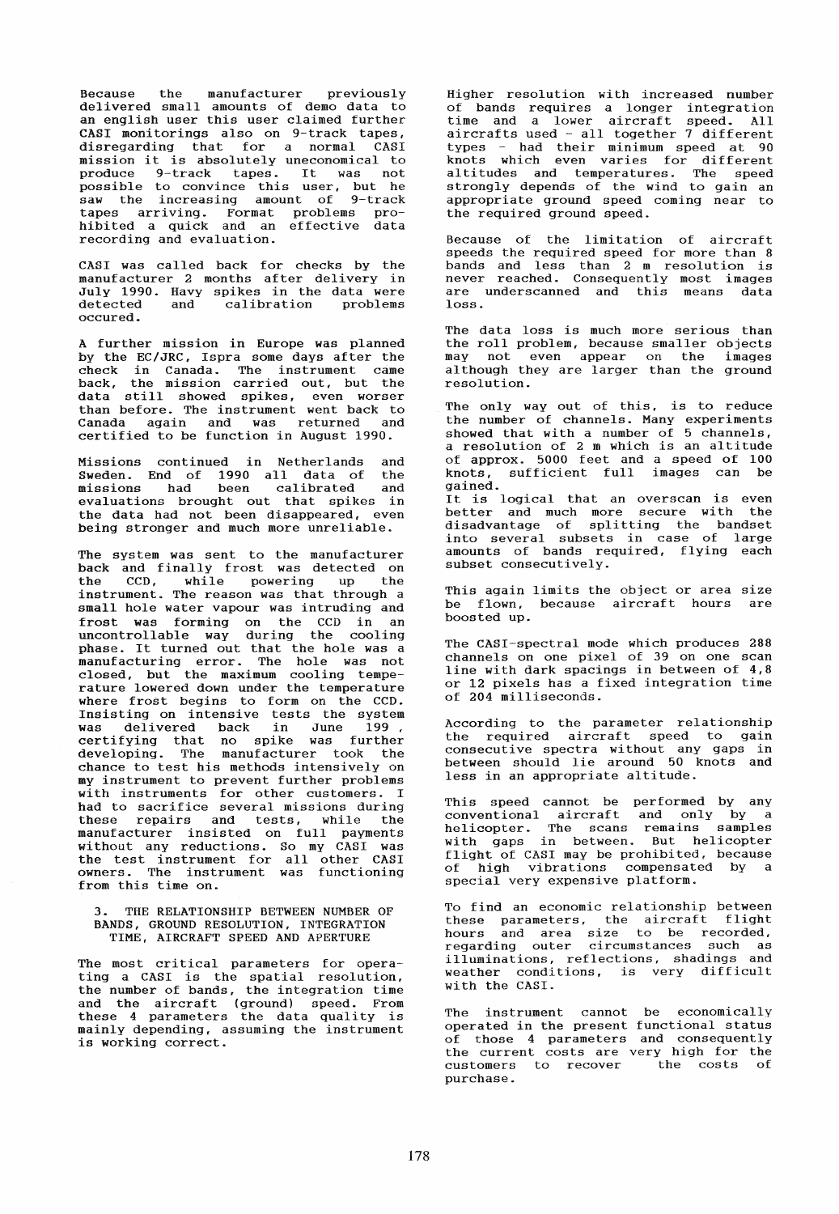Because the manufacturer previously delivered small amounts of demo data to an english user this user claimed further CASI monitorings also on 9-track tapes, disregarding that for a normal CASI mission it is absolutely uneconomical to produce 9-track tapes. It was not possible to convince this user, but he saw the increasing amount of 9-track tapes arriving. Format problems prohibited a quick and an effective data recording and evaluation.

CASI was called back for checks by the manufacturer 2 months after delivery in July 1990. Havy spikes in the data were detected and calibration problems occured.

A further mission in Europe was planned by the EC/JRC, Ispra some days after the check in Canada. The instrument came back, the mission carried out, but the data still showed spikes, even worser than before. The instrument went back to Canada again and was returned and certified to be function in August 1990.

Missions continued in Netherlands and Sweden. End of 1990 all data of the missions had been calibrated and evaluations brought out that spikes in the data had not been disappeared, even being stronger and much more unreliable.

The system was sent to the manufacturer back and finally frost was detected on the CCD, while powering up the instrument. The reason was that through a small hole water vapour was intruding and frost was forming on the CCD in an uncontrollable way during the cooling phase. It turned out that the hole was a manufacturing error. The hole was not closed, but the maximum cooling temperature lowered down under the temperature where frost begins to form on the CCD. Insisting on intensive tests the system was delivered back in June 199 , certifying that no spike was further developing. The manufacturer took the chance to test his methods intensively on my instrument to prevent further problems with instruments for other customers. I had to sacrifice several missions during these repairs and tests, while the manufacturer insisted on full payments without any reductions. So my CASI was the test instrument for all other CASI owners. The instrument was functioning from this time on.

## 3. THE RELATIONSHIP BETWEEN NUMBER OF BANDS, GROUND RESOLUTION, INTEGRATION TIME, AIRCRAFT SPEED AND APERTURE

The most critical parameters for operating a CASI is the spatial resolution, the number of bands, the integration time and the aircraft (ground) speed. From these 4 parameters the data quality is mainly depending, assuming the instrument is working correct.

Higher resolution with increased number of bands requires a longer integration time and a lower aircraft speed. All aircrafts used - all together 7 different types - had their minimum speed at 90 knots which even varies for different altitudes and temperatures. The speed strongly depends of the wind to gain an appropriate ground speed coming near to the required ground speed.

Because of the limitation of aircraft speeds the required speed for more than 8 bands and less than 2 m resolution is never reached. Consequently most images are underscanned and this means data loss.

The data loss is much more serious than the roll problem, because smaller objects may not even appear on the images although they are larger than the ground resolution.

The only way out of this, is to reduce the number of channels. Many experiments showed that with a number of 5 channels, a resolution of 2 m which is an altitude of approx. 5000 feet and a speed of 100 knots, sufficient full images can be gained.
It is logical that an overscan is even better and much more secure with the disadvantage of splitting the bandset into several subsets in case of large amounts of bands required, flying each subset consecutively.

This again limits the object or area size be flown, because aircraft hours are boosted up.

The CASI-spectral mode which produces 288 channels on one pixel of 39 on one scan line with dark spacings in between of 4,8 or 12 pixels has a fixed integration time of 204 milliseconds.

According to the parameter relationship the required aircraft speed to gain consecutive spectra without any gaps in between should lie around 50 knots and less in an appropriate altitude.

This speed cannot be performed by any conventional aircraft and only by a helicopter. The scans remains samples with gaps in between. But helicopter flight of CASI may be prohibited, because of high vibrations compensated by a special very expensive platform.

To find an economic relationship between these parameters, the aircraft flight hours and area size to be recorded, regarding outer circumstances such as illuminations, reflections, shadings and weather conditions, is very difficult with the CASI.

The instrument cannot be economically operated in the present functional status of those 4 parameters and consequently the current costs are very high for the customers to recover the costs of purchase.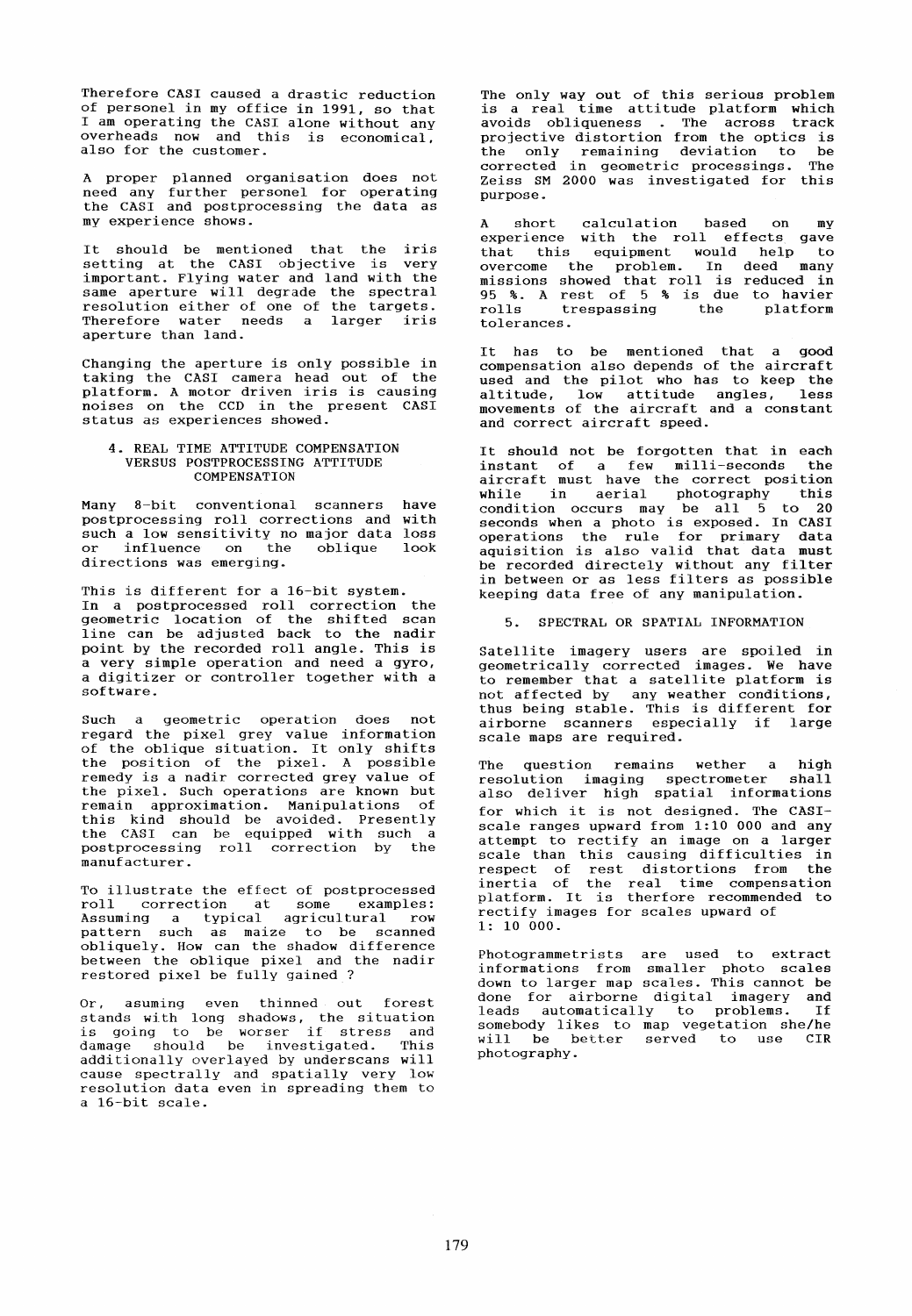Therefore CASI caused a drastic reduction of personel in my office in 1991, so that I am operating the CASI alone without any overheads now and this is economical, also for the customer.

A proper planned organisation does not need any further personel for operating the CASI and postprocessing the data as my experience shows.

It should be mentioned that the iris setting at the CASI objective is very important. Flying water and land with the same aperture will degrade the spectral resolution either of one of the targets. Therefore water needs a larger iris aperture than land.

Changing the aperture is only possible in taking the CASI camera head out of the platform. A motor driven iris is causing noises on the CCD in the present CASI status as experiences showed.

## 4. REAL TIME ATTITUDE COMPENSATION VERSUS POSTPROCESSING ATTITUDE COMPENSATION

Many 8-bit conventional scanners have postprocessing roll corrections and with such a low sensitivity no major data loss or influence on the oblique look directions was emerging.

This is different for a 16-bit system. In a postprocessed roll correction the geometric location of the shifted scan line can be adjusted back to the nadir point by the recorded roll angle. This is a very simple operation and need a gyro, a digitizer or controller together with a software.

Such a geometric operation does not regard the pixel grey value information of the oblique situation. It only shifts the position of the pixel. A possible remedy is a nadir corrected grey value of the pixel. Such operations are known but remain approximation. Manipulations of this kind should be avoided. Presently the CASI can be equipped with such a postprocessing roll correction by the manufacturer.

To illustrate the effect of postprocessed roll correction at some examples: Assuming a typical agricultural row pattern such as maize to be scanned obliquely. How can the shadow difference between the oblique pixel and the nadir restored pixel be fully gained ?

Or, asuming even thinned out forest stands with long shadows, the situation is going to be worser if stress and damage should be investigated. This additionally overlayed by underscans will cause spectrally and spatially very low resolution data even in spreading them to a 16-bit scale.

The only way out of this serious problem is a real time attitude platform which avoids obliqueness . The across track projective distortion from the optics is the only remaining deviation to be corrected in geometric processings. The Zeiss SM 2000 was investigated for this purpose.

A short calculation based on my experience with the roll effects gave that this equipment would help to overcome the problem. In deed many missions showed that roll is reduced in 95 %. A rest of 5 % is due to havier rolls trespassing the platform tolerances.

It has to be mentioned that a good compensation also depends of the aircraft used and the pilot who has to keep the altitude, low attitude angles, less movements of the aircraft and a constant and correct aircraft speed.

It should not be forgotten that in each instant of a few milli-seconds the aircraft must have the correct position while in aerial photography this condition occurs may be all 5 to 20 seconds when a photo is exposed. In CASI operations the rule for primary data aquisition is also valid that data must be recorded directely without any filter in between or as less filters as possible keeping data free of any manipulation.

## 5. SPECTRAL OR SPATIAL INFORMATION

Satellite imagery users are spoiled in geometrically corrected images. We have to remember that a satellite platform is not affected by any weather conditions, thus being stable. This is different for airborne scanners especially if large scale maps are required.

The question remains wether a high resolution imaging spectrometer shall also deliver high spatial informations for which it is not designed. The CASI-scale ranges upward from 1:10 000 and any attempt to rectify an image on a larger scale than this causing difficulties in respect of rest distortions from the inertia of the real time compensation platform. It is therfore recommended to rectify images for scales upward of 1: 10 000.

Photogrammetrists are used to extract informations from smaller photo scales down to larger map scales. This cannot be done for airborne digital imagery and leads automatically to problems. If somebody likes to map vegetation she/he will be better served to use CIR photography.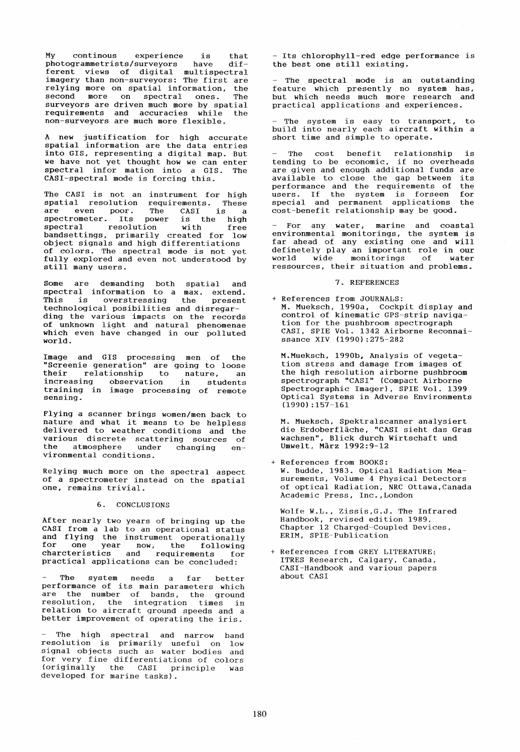My continous experience is that photogrammetrists/surveyors have different views of digital multispectral imagery than non-surveyors: The first are relying more on spatial information, the second more on spectral ones. The surveyors are driven much more by spatial requirements and accuracies while the non-surveyors are much more flexible.

A new justification for high accurate spatial information are the data entries into GIS, representing a digital map. But we have not yet thought how we can enter spectral infor mation into a GIS. The CASI-spectral mode is forcing this.

The CASI is not an instrument for high spatial resolution requirements. These are even poor. The CASI is a spectrometer. Its power is the high spectral resolution with free bandsettings, primarily created for low object signals and high differentiations of colors. The spectral mode is not yet fully explored and even not understood by still many users.

Some are demanding both spatial and spectral information to a max. extend. This is overstressing the present technological posibilities and disregarding the various impacts on the records of unknown light and natural phenomenae which even have changed in our polluted world.

Image and GIS processing men of the "Screenie generation" are going to loose their relationship to nature, an increasing observation in students training in image processing of remote sensing.

Flying a scanner brings women/men back to nature and what it means to be helpless delivered to weather conditions and the various discrete scattering sources of the atmosphere under changing environmental conditions.

Relying much more on the spectral aspect of a spectrometer instead on the spatial one, remains trivial.

## 6. CONCLUSIONS

After nearly two years of bringing up the CASI from a lab to an operational status and flying the instrument operationally for one year now, the following charcteristics and requirements for practical applications can be concluded:

- The system needs a far better performance of its main parameters which are the number of bands, the ground resolution, the integration times in relation to aircraft ground speeds and a better improvement of operating the iris.
- The high spectral and narrow band resolution is primarily useful on low signal objects such as water bodies and for very fine differentiations of colors (originally the CASI principle was developed for marine tasks).
- Its chlorophyll-red edge performance is the best one still existing.
- The spectral mode is an outstanding feature which presently no system has, but which needs much more research and practical applications and experiences.
- The system is easy to transport, to build into nearly each aircraft within a short time and simple to operate.
- The cost benefit relationship is tending to be economic, if no overheads are given and enough additional funds are available to close the gap between its performance and the requirements of the users. If the system is forseen for special and permanent applications the cost-benefit relationship may be good.
- For any water, marine and coastal environmental monitorings, the system is far ahead of any existing one and will definetely play an important role in our world wide monitorings of water ressources, their situation and problems.

## 7. REFERENCES

+ References from JOURNALS:
M. Mueksch, 1990a, Cockpit display and control of kinematic GPS-strip navigation for the pushbroom spectrograph CASI, SPIE Vol. 1342 Airborne Reconnaissance XIV (1990):275-282

M.Mueksch, 1990b, Analysis of vegetation stress and damage from images of the high resolution airborne pushbroom spectrograph "CASI" (Compact Airborne Spectrographic Imager), SPIE Vol. 1399 Optical Systems in Adverse Environments (1990):157-161

M. Mueksch, Spektralscanner analysiert die Erdoberfläche, "CASI sieht das Gras wachsen", Blick durch Wirtschaft und Umwelt, März 1992:9-12

+ References from BOOKS:
W. Budde, 1983. Optical Radiation Measurements, Volume 4 Physical Detectors of optical Radiation, NRC Ottawa,Canada Academic Press, Inc.,London

Wolfe W.L., Zissis,G.J. The Infrared Handbook, revised edition 1989, Chapter 12 Charged-Coupled Devices, ERIM, SPIE-Publication

+ References from GREY LITERATURE:
ITRES Research, Calgary, Canada, CASI-Handbook and various papers about CASI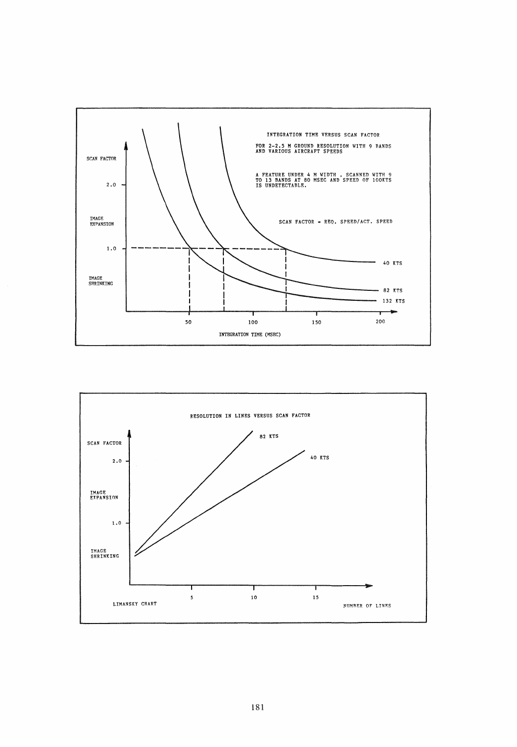INTEGRATION TIME VERSUS SCAN FACTOR

FOR 2-2.5 M GROUND RESOLUTION WITH 9 BANDS AND VARIOUS AIRCRAFT SPEEDS

A FEATURE UNDER 4 M WIDTH , SCANNED WITH 9 TO 13 BANDS AT 80 MSEC AND SPEED OF 100KTS IS UNDETECTABLE.

SCAN FACTOR = REQ. SPEED/ACT. SPEED

SCAN FACTOR

2.0

IMAGE EXPANSION

1.0

IMAGE SHRINKING

40 KTS

82 KTS

132 KTS

50 100 150 200

INTEGRATION TIME (MSEC)

RESOLUTION IN LINES VERSUS SCAN FACTOR

SCAN FACTOR

2.0

IMAGE EXPANSION

1.0

IMAGE SHRINKING

82 KTS

40 KTS

5 10 15

LIMANSKY CHART

NUMBER OF LINES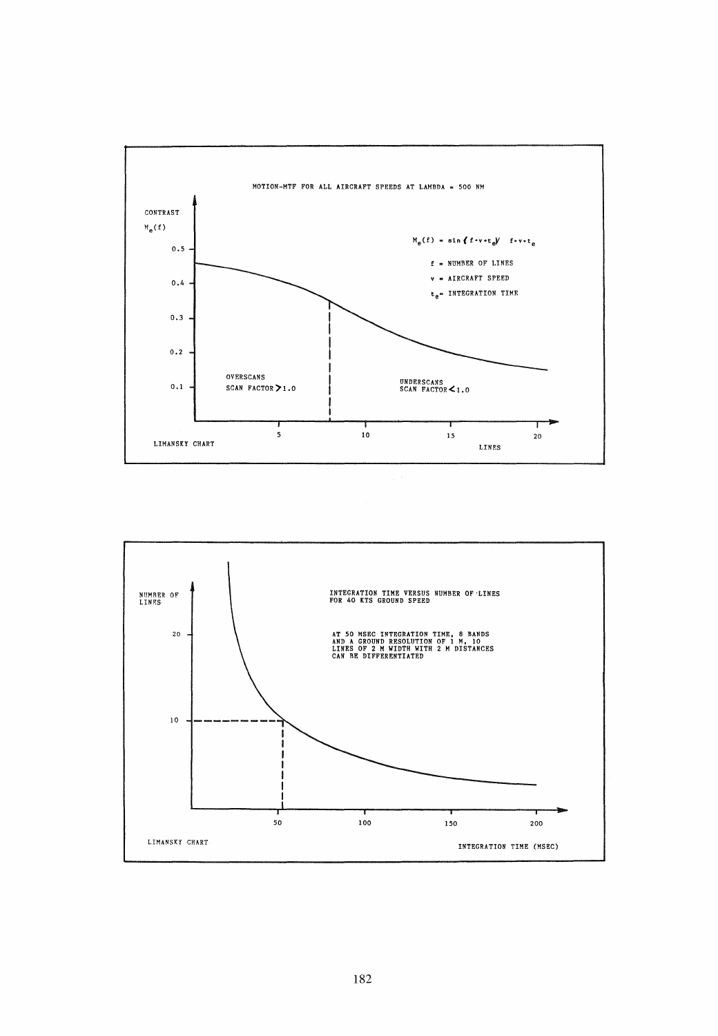MOTION-MTF FOR ALL AIRCRAFT SPEEDS AT LAMBDA = 500 NM

CONTRAST

$M_e(f)$

0.5

0.4

0.3

0.2

0.1

$M_e(f) = \sin(f \cdot v \cdot t_e) / f \cdot v \cdot t_e$

f = NUMBER OF LINES

v = AIRCRAFT SPEED

$t_e$ = INTEGRATION TIME

OVERSCANS
SCAN FACTOR > 1.0

UNDERSCANS
SCAN FACTOR < 1.0

5 10 15 20

LIMANSKY CHART

LINES

NUMBER OF LINES

20

10

INTEGRATION TIME VERSUS NUMBER OF LINES
FOR 40 KTS GROUND SPEED

AT 50 MSEC INTEGRATION TIME, 8 BANDS
AND A GROUND RESOLUTION OF 1 M, 10
LINES OF 2 M WIDTH WITH 2 M DISTANCES
CAN BE DIFFERENTIATED

50 100 150 200

LIMANSKY CHART

INTEGRATION TIME (MSEC)